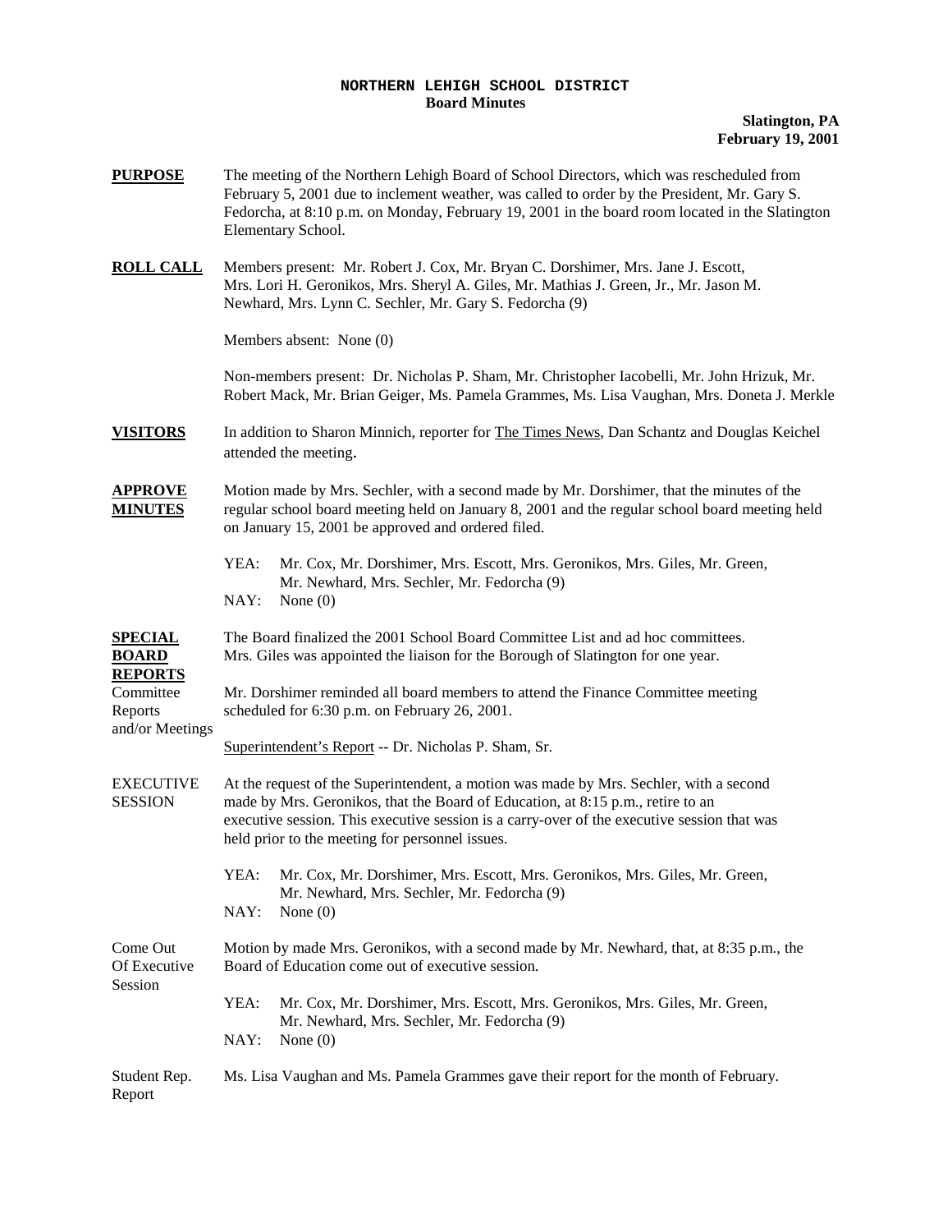**NORTHERN LEHIGH SCHOOL DISTRICT**
**Board Minutes**

**Slatington, PA**
**February 19, 2001**

**PURPOSE** The meeting of the Northern Lehigh Board of School Directors, which was rescheduled from February 5, 2001 due to inclement weather, was called to order by the President, Mr. Gary S. Fedorcha, at 8:10 p.m. on Monday, February 19, 2001 in the board room located in the Slatington Elementary School.

**ROLL CALL** Members present: Mr. Robert J. Cox, Mr. Bryan C. Dorshimer, Mrs. Jane J. Escott, Mrs. Lori H. Geronikos, Mrs. Sheryl A. Giles, Mr. Mathias J. Green, Jr., Mr. Jason M. Newhard, Mrs. Lynn C. Sechler, Mr. Gary S. Fedorcha (9)

Members absent: None (0)

Non-members present: Dr. Nicholas P. Sham, Mr. Christopher Iacobelli, Mr. John Hrizuk, Mr. Robert Mack, Mr. Brian Geiger, Ms. Pamela Grammes, Ms. Lisa Vaughan, Mrs. Doneta J. Merkle

**VISITORS** In addition to Sharon Minnich, reporter for The Times News, Dan Schantz and Douglas Keichel attended the meeting.

**APPROVE MINUTES** Motion made by Mrs. Sechler, with a second made by Mr. Dorshimer, that the minutes of the regular school board meeting held on January 8, 2001 and the regular school board meeting held on January 15, 2001 be approved and ordered filed.

YEA: Mr. Cox, Mr. Dorshimer, Mrs. Escott, Mrs. Geronikos, Mrs. Giles, Mr. Green, Mr. Newhard, Mrs. Sechler, Mr. Fedorcha (9)
NAY: None (0)

**SPECIAL BOARD REPORTS**

Committee Reports and/or Meetings

The Board finalized the 2001 School Board Committee List and ad hoc committees. Mrs. Giles was appointed the liaison for the Borough of Slatington for one year.

Mr. Dorshimer reminded all board members to attend the Finance Committee meeting scheduled for 6:30 p.m. on February 26, 2001.

Superintendent's Report -- Dr. Nicholas P. Sham, Sr.

EXECUTIVE SESSION

At the request of the Superintendent, a motion was made by Mrs. Sechler, with a second made by Mrs. Geronikos, that the Board of Education, at 8:15 p.m., retire to an executive session. This executive session is a carry-over of the executive session that was held prior to the meeting for personnel issues.

YEA: Mr. Cox, Mr. Dorshimer, Mrs. Escott, Mrs. Geronikos, Mrs. Giles, Mr. Green, Mr. Newhard, Mrs. Sechler, Mr. Fedorcha (9)
NAY: None (0)

Come Out Of Executive Session

Motion by made Mrs. Geronikos, with a second made by Mr. Newhard, that, at 8:35 p.m., the Board of Education come out of executive session.

YEA: Mr. Cox, Mr. Dorshimer, Mrs. Escott, Mrs. Geronikos, Mrs. Giles, Mr. Green, Mr. Newhard, Mrs. Sechler, Mr. Fedorcha (9)
NAY: None (0)

Student Rep. Report

Ms. Lisa Vaughan and Ms. Pamela Grammes gave their report for the month of February.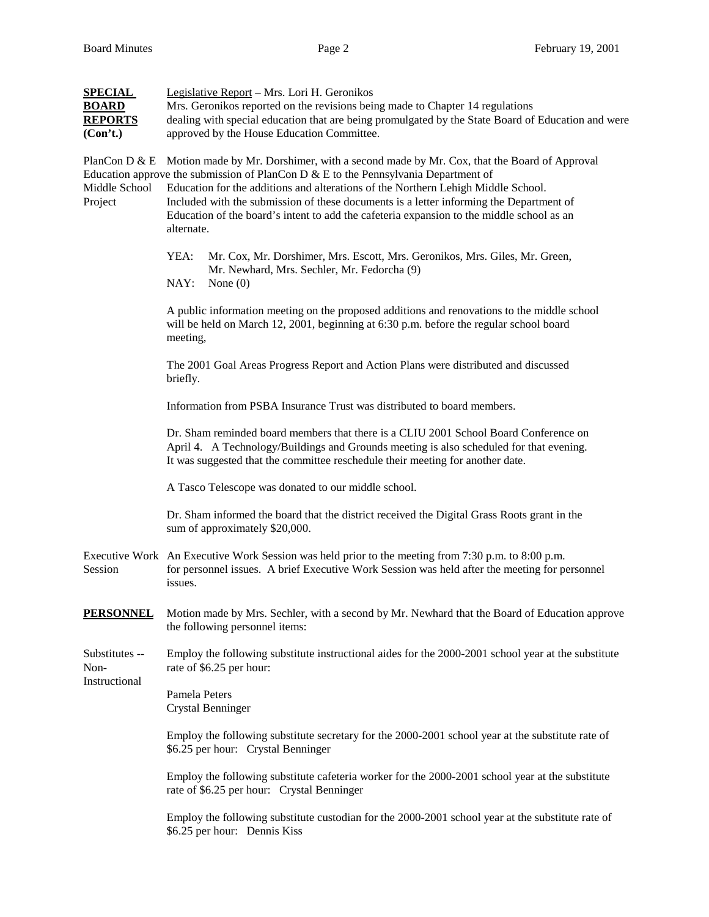**SPECIAL BOARD REPORTS (Con't.)**

Legislative Report – Mrs. Lori H. Geronikos
Mrs. Geronikos reported on the revisions being made to Chapter 14 regulations dealing with special education that are being promulgated by the State Board of Education and were approved by the House Education Committee.

PlanCon D & E Approval Middle School Project

Motion made by Mr. Dorshimer, with a second made by Mr. Cox, that the Board of Education approve the submission of PlanCon D & E to the Pennsylvania Department of Education for the additions and alterations of the Northern Lehigh Middle School. Included with the submission of these documents is a letter informing the Department of Education of the board's intent to add the cafeteria expansion to the middle school as an alternate.

YEA: Mr. Cox, Mr. Dorshimer, Mrs. Escott, Mrs. Geronikos, Mrs. Giles, Mr. Green, Mr. Newhard, Mrs. Sechler, Mr. Fedorcha (9)
NAY: None (0)

A public information meeting on the proposed additions and renovations to the middle school will be held on March 12, 2001, beginning at 6:30 p.m. before the regular school board meeting,

The 2001 Goal Areas Progress Report and Action Plans were distributed and discussed briefly.

Information from PSBA Insurance Trust was distributed to board members.

Dr. Sham reminded board members that there is a CLIU 2001 School Board Conference on April 4. A Technology/Buildings and Grounds meeting is also scheduled for that evening. It was suggested that the committee reschedule their meeting for another date.

A Tasco Telescope was donated to our middle school.

Dr. Sham informed the board that the district received the Digital Grass Roots grant in the sum of approximately $20,000.

Executive Work Session

An Executive Work Session was held prior to the meeting from 7:30 p.m. to 8:00 p.m. for personnel issues. A brief Executive Work Session was held after the meeting for personnel issues.

**PERSONNEL**

Motion made by Mrs. Sechler, with a second by Mr. Newhard that the Board of Education approve the following personnel items:

Substitutes -- Non-Instructional

Employ the following substitute instructional aides for the 2000-2001 school year at the substitute rate of $6.25 per hour:

Pamela Peters
Crystal Benninger

Employ the following substitute secretary for the 2000-2001 school year at the substitute rate of $6.25 per hour: Crystal Benninger

Employ the following substitute cafeteria worker for the 2000-2001 school year at the substitute rate of $6.25 per hour: Crystal Benninger

Employ the following substitute custodian for the 2000-2001 school year at the substitute rate of $6.25 per hour: Dennis Kiss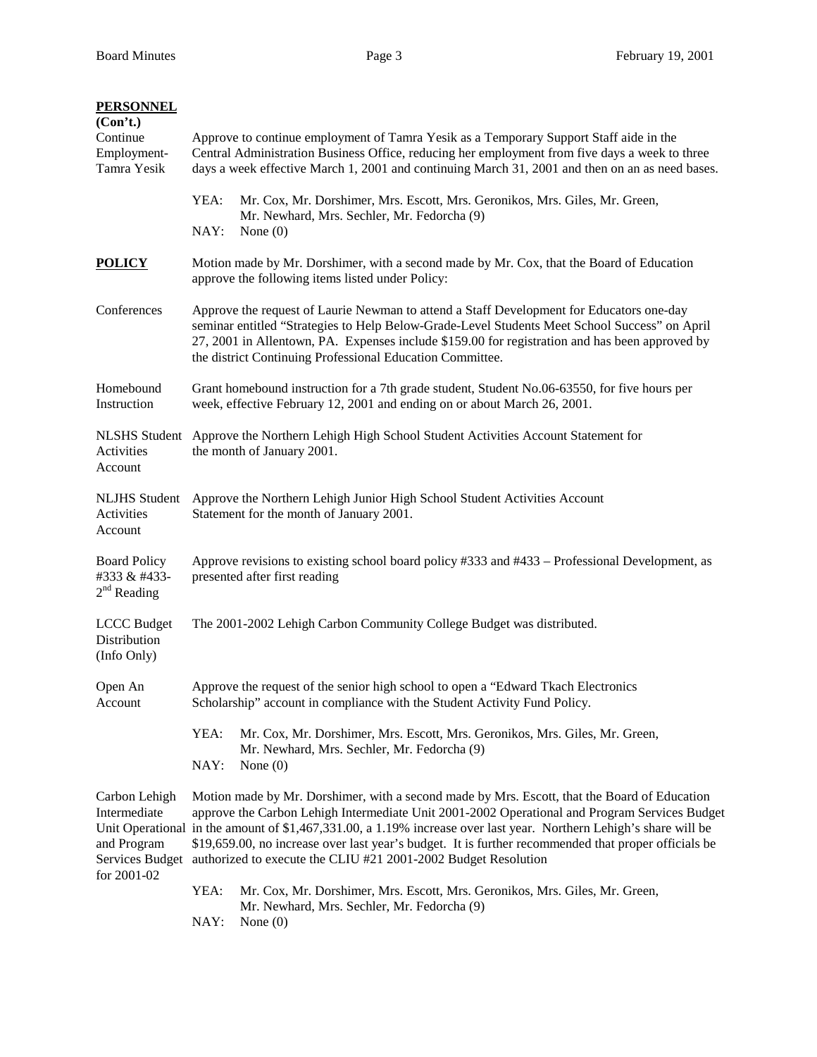**PERSONNEL (Con't.)**

**Continue Employment- Tamra Yesik**

Approve to continue employment of Tamra Yesik as a Temporary Support Staff aide in the Central Administration Business Office, reducing her employment from five days a week to three days a week effective March 1, 2001 and continuing March 31, 2001 and then on an as need bases.

YEA: Mr. Cox, Mr. Dorshimer, Mrs. Escott, Mrs. Geronikos, Mrs. Giles, Mr. Green, Mr. Newhard, Mrs. Sechler, Mr. Fedorcha (9)
NAY: None (0)

## POLICY

Motion made by Mr. Dorshimer, with a second made by Mr. Cox, that the Board of Education approve the following items listed under Policy:

**Conferences**

Approve the request of Laurie Newman to attend a Staff Development for Educators one-day seminar entitled "Strategies to Help Below-Grade-Level Students Meet School Success" on April 27, 2001 in Allentown, PA. Expenses include $159.00 for registration and has been approved by the district Continuing Professional Education Committee.

**Homebound Instruction**

Grant homebound instruction for a 7th grade student, Student No.06-63550, for five hours per week, effective February 12, 2001 and ending on or about March 26, 2001.

**NLSHS Student Activities Account**

Approve the Northern Lehigh High School Student Activities Account Statement for the month of January 2001.

**NLJHS Student Activities Account**

Approve the Northern Lehigh Junior High School Student Activities Account Statement for the month of January 2001.

**Board Policy #333 & #433- 2nd Reading**

Approve revisions to existing school board policy #333 and #433 – Professional Development, as presented after first reading

**LCCC Budget Distribution (Info Only)**

The 2001-2002 Lehigh Carbon Community College Budget was distributed.

**Open An Account**

Approve the request of the senior high school to open a "Edward Tkach Electronics Scholarship" account in compliance with the Student Activity Fund Policy.

YEA: Mr. Cox, Mr. Dorshimer, Mrs. Escott, Mrs. Geronikos, Mrs. Giles, Mr. Green, Mr. Newhard, Mrs. Sechler, Mr. Fedorcha (9)
NAY: None (0)

**Carbon Lehigh Intermediate Unit Operational and Program Services Budget for 2001-02**

Motion made by Mr. Dorshimer, with a second made by Mrs. Escott, that the Board of Education approve the Carbon Lehigh Intermediate Unit 2001-2002 Operational and Program Services Budget in the amount of $1,467,331.00, a 1.19% increase over last year. Northern Lehigh's share will be $19,659.00, no increase over last year's budget. It is further recommended that proper officials be authorized to execute the CLIU #21 2001-2002 Budget Resolution

YEA: Mr. Cox, Mr. Dorshimer, Mrs. Escott, Mrs. Geronikos, Mrs. Giles, Mr. Green, Mr. Newhard, Mrs. Sechler, Mr. Fedorcha (9)
NAY: None (0)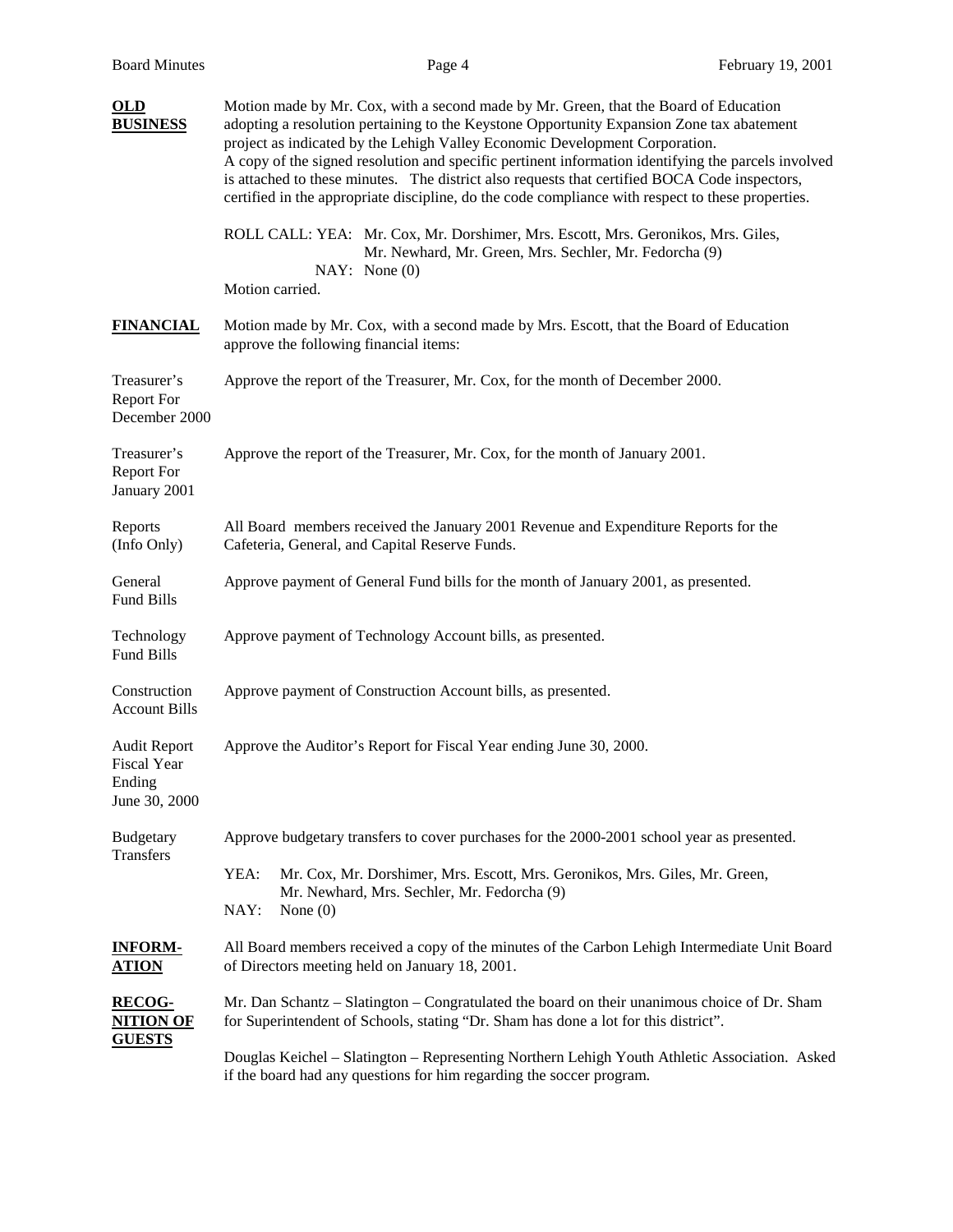**OLD BUSINESS**

Motion made by Mr. Cox, with a second made by Mr. Green, that the Board of Education adopting a resolution pertaining to the Keystone Opportunity Expansion Zone tax abatement project as indicated by the Lehigh Valley Economic Development Corporation. A copy of the signed resolution and specific pertinent information identifying the parcels involved is attached to these minutes. The district also requests that certified BOCA Code inspectors, certified in the appropriate discipline, do the code compliance with respect to these properties.

ROLL CALL: YEA: Mr. Cox, Mr. Dorshimer, Mrs. Escott, Mrs. Geronikos, Mrs. Giles, Mr. Newhard, Mr. Green, Mrs. Sechler, Mr. Fedorcha (9)
NAY: None (0)

Motion carried.

**FINANCIAL**

Motion made by Mr. Cox, with a second made by Mrs. Escott, that the Board of Education approve the following financial items:

Treasurer's Report For December 2000 — Approve the report of the Treasurer, Mr. Cox, for the month of December 2000.

Treasurer's Report For January 2001 — Approve the report of the Treasurer, Mr. Cox, for the month of January 2001.

Reports (Info Only) — All Board members received the January 2001 Revenue and Expenditure Reports for the Cafeteria, General, and Capital Reserve Funds.

General Fund Bills — Approve payment of General Fund bills for the month of January 2001, as presented.

Technology Fund Bills — Approve payment of Technology Account bills, as presented.

Construction Account Bills — Approve payment of Construction Account bills, as presented.

Audit Report Fiscal Year Ending June 30, 2000 — Approve the Auditor's Report for Fiscal Year ending June 30, 2000.

Budgetary Transfers — Approve budgetary transfers to cover purchases for the 2000-2001 school year as presented.

YEA: Mr. Cox, Mr. Dorshimer, Mrs. Escott, Mrs. Geronikos, Mrs. Giles, Mr. Green, Mr. Newhard, Mrs. Sechler, Mr. Fedorcha (9)
NAY: None (0)

**INFORMATION**

All Board members received a copy of the minutes of the Carbon Lehigh Intermediate Unit Board of Directors meeting held on January 18, 2001.

**RECOGNITION OF GUESTS**

Mr. Dan Schantz – Slatington – Congratulated the board on their unanimous choice of Dr. Sham for Superintendent of Schools, stating "Dr. Sham has done a lot for this district".

Douglas Keichel – Slatington – Representing Northern Lehigh Youth Athletic Association. Asked if the board had any questions for him regarding the soccer program.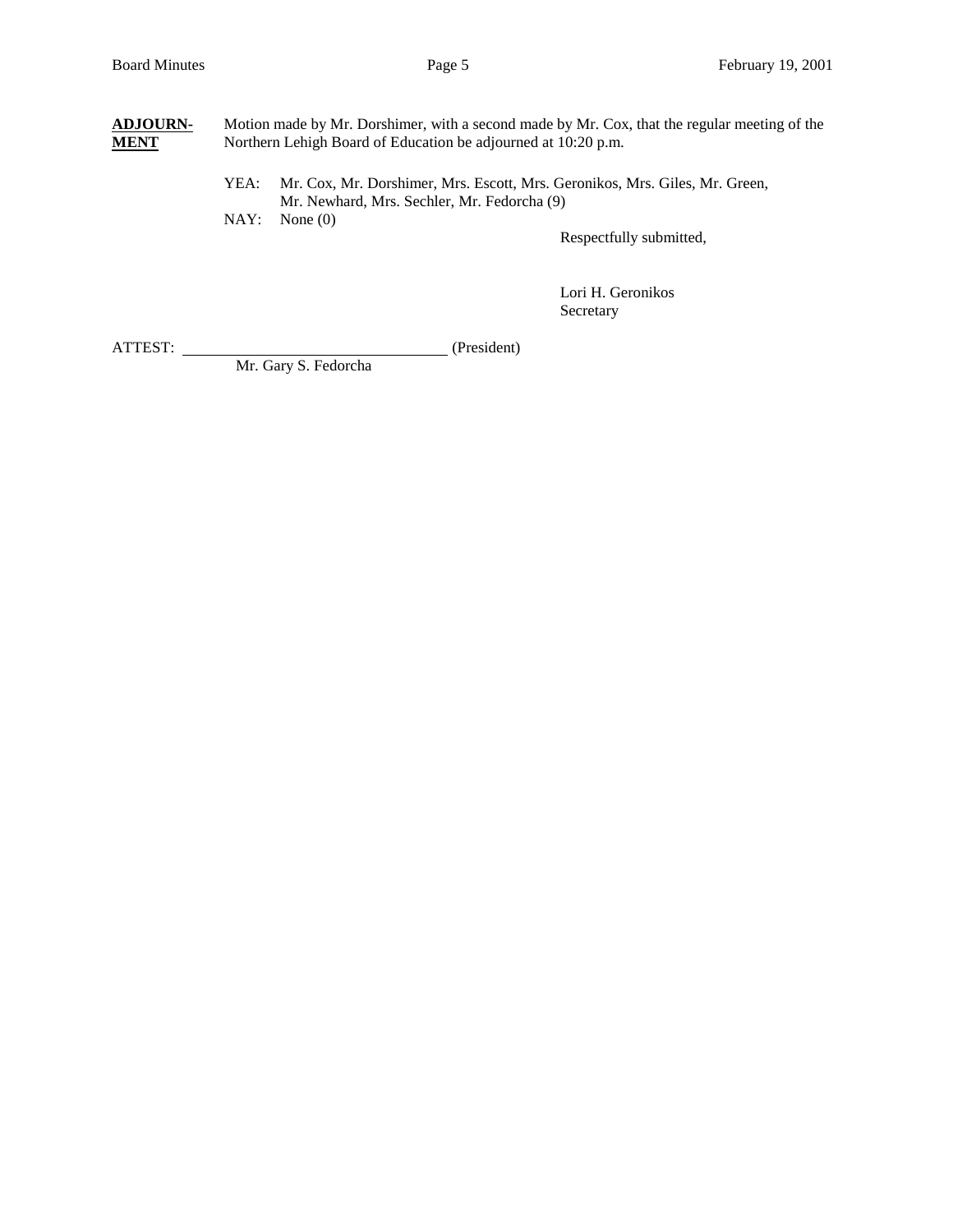**ADJOURNMENT**

Motion made by Mr. Dorshimer, with a second made by Mr. Cox, that the regular meeting of the Northern Lehigh Board of Education be adjourned at 10:20 p.m.

YEA: Mr. Cox, Mr. Dorshimer, Mrs. Escott, Mrs. Geronikos, Mrs. Giles, Mr. Green, Mr. Newhard, Mrs. Sechler, Mr. Fedorcha (9)
NAY: None (0)

Respectfully submitted,

Lori H. Geronikos
Secretary

ATTEST: ______________________________ (President)
Mr. Gary S. Fedorcha